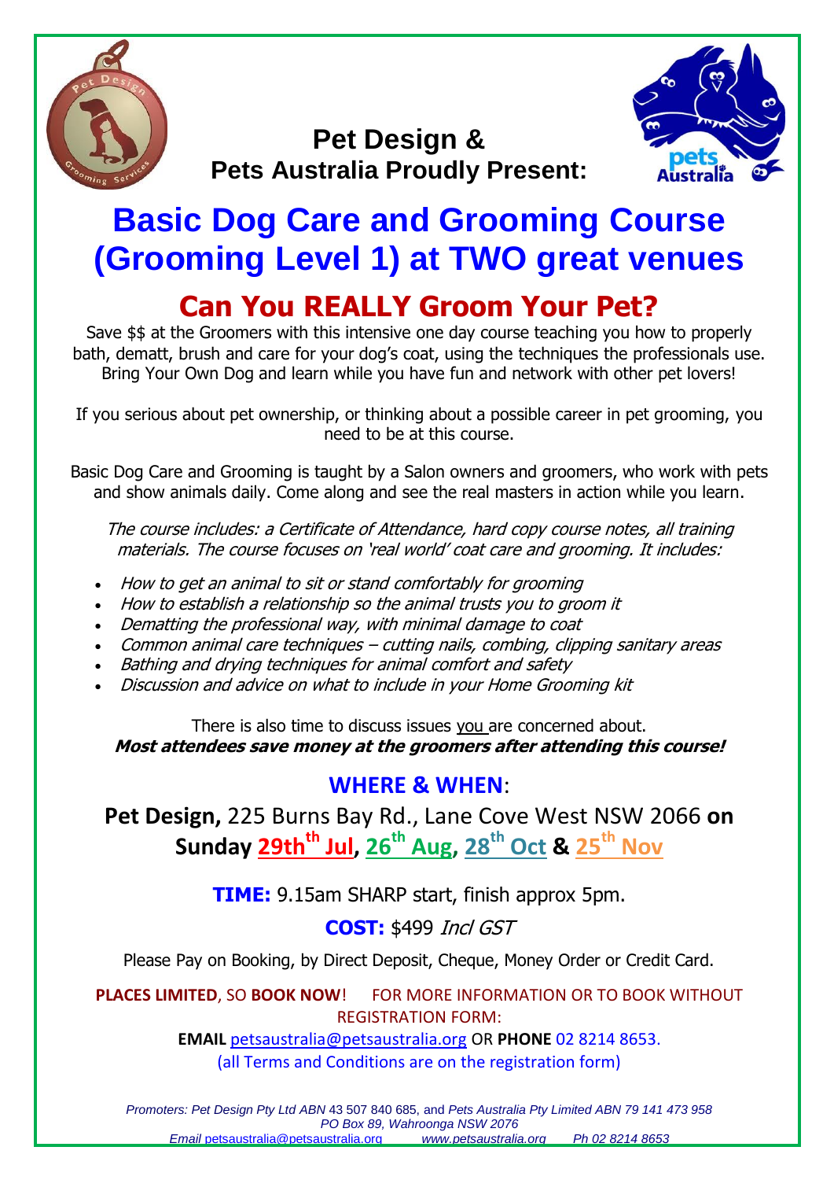**Pet Design &**
**Pets Australia Proudly Present:**

# Basic Dog Care and Grooming Course (Grooming Level 1) at TWO great venues

## Can You REALLY Groom Your Pet?

Save $$ at the Groomers with this intensive one day course teaching you how to properly bath, dematt, brush and care for your dog's coat, using the techniques the professionals use. Bring Your Own Dog and learn while you have fun and network with other pet lovers!

If you serious about pet ownership, or thinking about a possible career in pet grooming, you need to be at this course.

Basic Dog Care and Grooming is taught by a Salon owners and groomers, who work with pets and show animals daily. Come along and see the real masters in action while you learn.

*The course includes: a Certificate of Attendance, hard copy course notes, all training materials. The course focuses on 'real world' coat care and grooming. It includes:*

- *How to get an animal to sit or stand comfortably for grooming*
- *How to establish a relationship so the animal trusts you to groom it*
- *Dematting the professional way, with minimal damage to coat*
- *Common animal care techniques – cutting nails, combing, clipping sanitary areas*
- *Bathing and drying techniques for animal comfort and safety*
- *Discussion and advice on what to include in your Home Grooming kit*

There is also time to discuss issues you are concerned about.
***Most attendees save money at the groomers after attending this course!***

### WHERE & WHEN:

**Pet Design,** 225 Burns Bay Rd., Lane Cove West NSW 2066 **on Sunday 29th Jul, 26th Aug, 28th Oct & 25th Nov**

**TIME:** 9.15am SHARP start, finish approx 5pm.

**COST:** $499 *Incl GST*

Please Pay on Booking, by Direct Deposit, Cheque, Money Order or Credit Card.

**PLACES LIMITED**, SO **BOOK NOW**! FOR MORE INFORMATION OR TO BOOK WITHOUT REGISTRATION FORM:

**EMAIL** petsaustralia@petsaustralia.org OR **PHONE** 02 8214 8653.

(all Terms and Conditions are on the registration form)

*Promoters: Pet Design Pty Ltd ABN* 43 507 840 685, and *Pets Australia Pty Limited ABN 79 141 473 958*
*PO Box 89, Wahroonga NSW 2076*
*Email* petsaustralia@petsaustralia.org *www.petsaustralia.org Ph 02 8214 8653*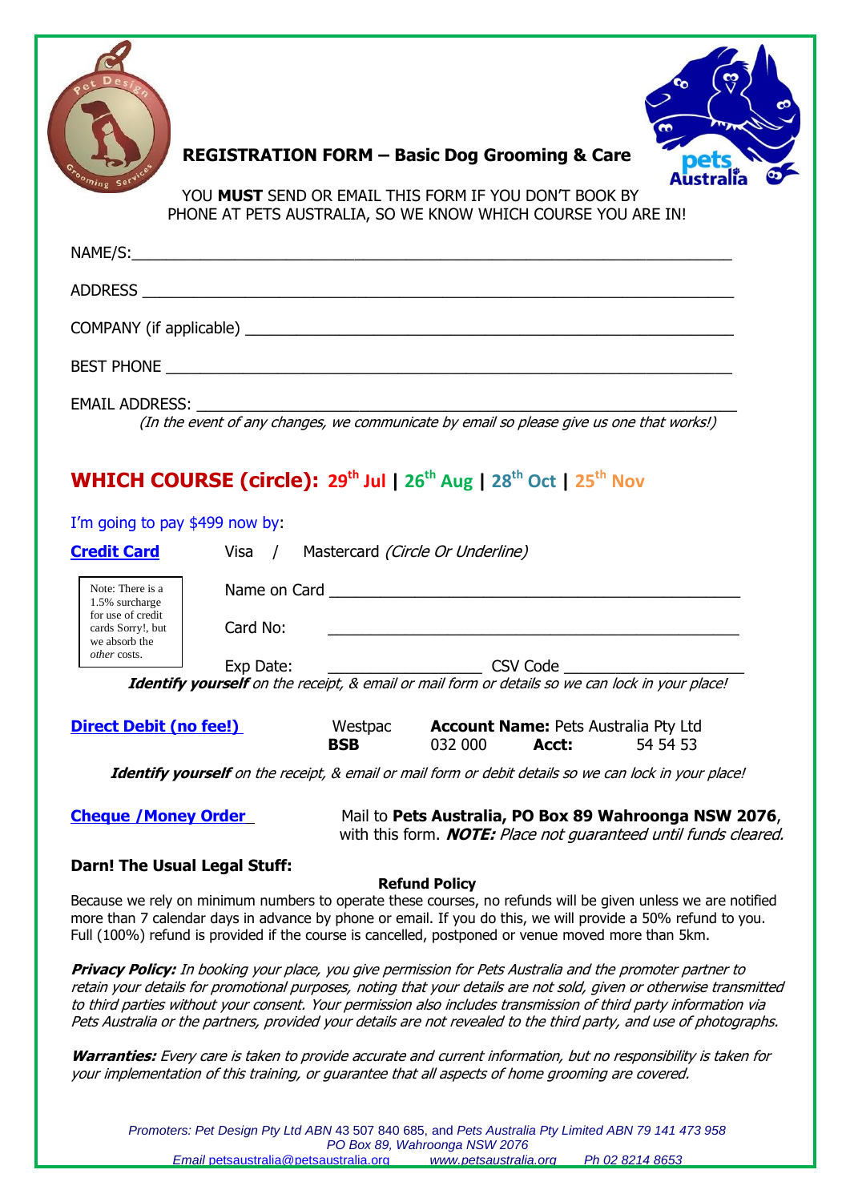## REGISTRATION FORM – Basic Dog Grooming & Care

YOU **MUST** SEND OR EMAIL THIS FORM IF YOU DON'T BOOK BY PHONE AT PETS AUSTRALIA, SO WE KNOW WHICH COURSE YOU ARE IN!

NAME/S:\_\_\_\_\_\_\_\_\_\_\_\_\_\_\_\_\_\_\_\_\_\_\_\_\_\_\_\_\_\_\_\_\_\_\_\_\_\_\_\_\_\_\_\_\_\_\_\_\_\_\_\_\_\_\_\_\_\_\_\_

ADDRESS \_\_\_\_\_\_\_\_\_\_\_\_\_\_\_\_\_\_\_\_\_\_\_\_\_\_\_\_\_\_\_\_\_\_\_\_\_\_\_\_\_\_\_\_\_\_\_\_\_\_\_\_\_\_\_\_\_\_\_\_

COMPANY (if applicable) \_\_\_\_\_\_\_\_\_\_\_\_\_\_\_\_\_\_\_\_\_\_\_\_\_\_\_\_\_\_\_\_\_\_\_\_\_\_\_\_\_\_\_\_\_\_\_\_

BEST PHONE \_\_\_\_\_\_\_\_\_\_\_\_\_\_\_\_\_\_\_\_\_\_\_\_\_\_\_\_\_\_\_\_\_\_\_\_\_\_\_\_\_\_\_\_\_\_\_\_\_\_\_\_\_\_\_\_\_

EMAIL ADDRESS: \_\_\_\_\_\_\_\_\_\_\_\_\_\_\_\_\_\_\_\_\_\_\_\_\_\_\_\_\_\_\_\_\_\_\_\_\_\_\_\_\_\_\_\_\_\_\_\_\_\_\_\_\_\_\_
*(In the event of any changes, we communicate by email so please give us one that works!)*

## WHICH COURSE (circle): 29th Jul | 26th Aug | 28th Oct | 25th Nov

I'm going to pay $499 now by:

**Credit Card** Visa / Mastercard *(Circle Or Underline)*

> Note: There is a 1.5% surcharge for use of credit cards Sorry!, but we absorb the *other* costs.

Name on Card \_\_\_\_\_\_\_\_\_\_\_\_\_\_\_\_\_\_\_\_\_\_\_\_\_\_\_\_\_\_\_\_\_\_\_\_\_\_\_\_\_\_

Card No: \_\_\_\_\_\_\_\_\_\_\_\_\_\_\_\_\_\_\_\_\_\_\_\_\_\_\_\_\_\_\_\_\_\_\_\_\_\_\_\_\_\_

Exp Date: \_\_\_\_\_\_\_\_\_\_\_\_\_\_\_\_ CSV Code \_\_\_\_\_\_\_\_\_\_\_\_\_\_\_\_\_\_

***Identify yourself*** *on the receipt, & email or mail form or details so we can lock in your place!*

**Direct Debit (no fee!)** Westpac **BSB** 032 000 **Account Name:** Pets Australia Pty Ltd **Acct:** 54 54 53

***Identify yourself*** *on the receipt, & email or mail form or debit details so we can lock in your place!*

**Cheque / Money Order** Mail to **Pets Australia, PO Box 89 Wahroonga NSW 2076**, with this form. ***NOTE:*** *Place not guaranteed until funds cleared.*

### Darn! The Usual Legal Stuff:

**Refund Policy**

Because we rely on minimum numbers to operate these courses, no refunds will be given unless we are notified more than 7 calendar days in advance by phone or email. If you do this, we will provide a 50% refund to you. Full (100%) refund is provided if the course is cancelled, postponed or venue moved more than 5km.

***Privacy Policy:*** *In booking your place, you give permission for Pets Australia and the promoter partner to retain your details for promotional purposes, noting that your details are not sold, given or otherwise transmitted to third parties without your consent. Your permission also includes transmission of third party information via Pets Australia or the partners, provided your details are not revealed to the third party, and use of photographs.*

***Warranties:*** *Every care is taken to provide accurate and current information, but no responsibility is taken for your implementation of this training, or guarantee that all aspects of home grooming are covered.*

*Promoters: Pet Design Pty Ltd ABN 43 507 840 685, and Pets Australia Pty Limited ABN 79 141 473 958*
*PO Box 89, Wahroonga NSW 2076*
*Email petsaustralia@petsaustralia.org www.petsaustralia.org Ph 02 8214 8653*